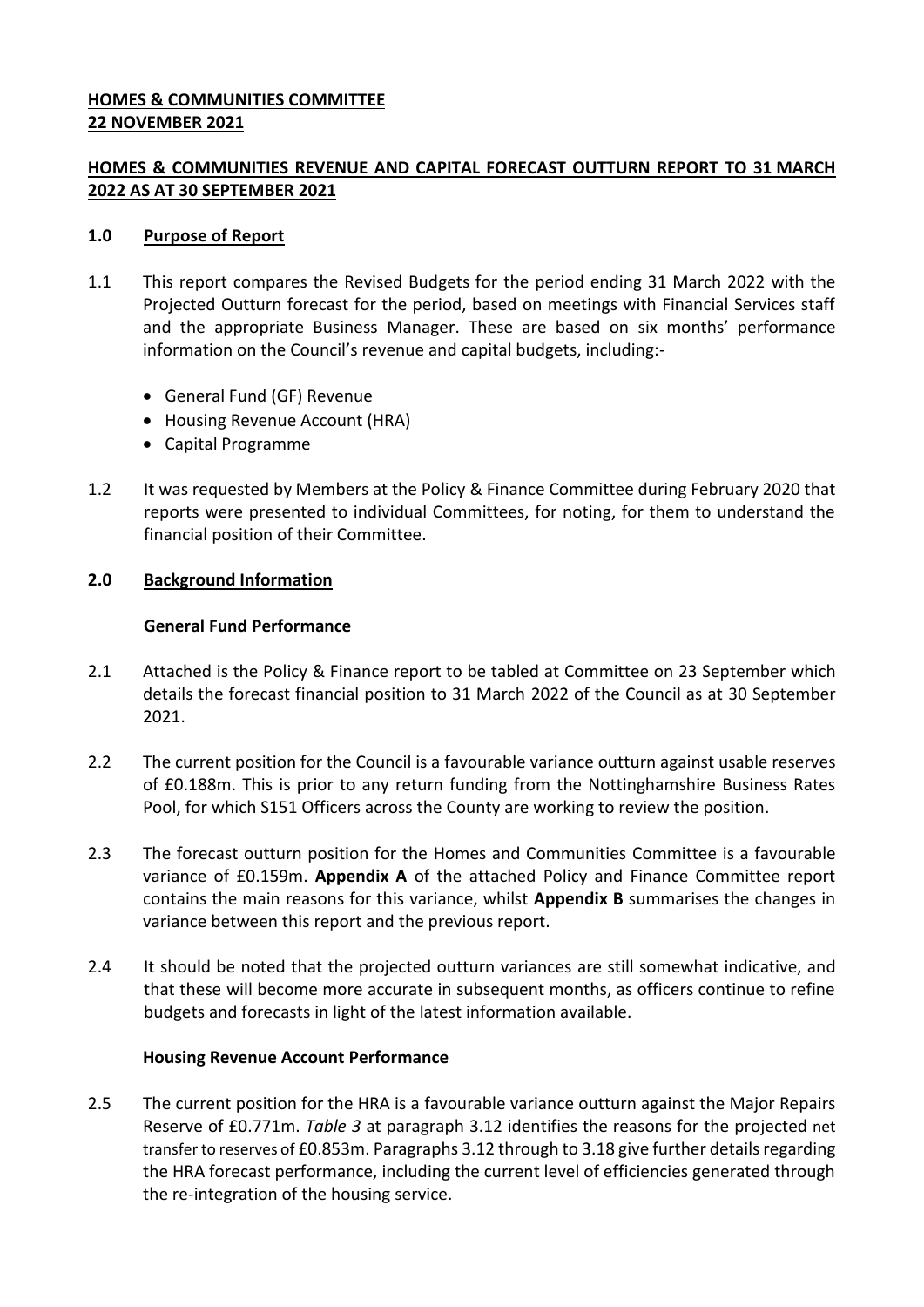**HOMES & COMMUNITIES COMMITTEE**
**22 NOVEMBER 2021**

**HOMES & COMMUNITIES REVENUE AND CAPITAL FORECAST OUTTURN REPORT TO 31 MARCH 2022 AS AT 30 SEPTEMBER 2021**

## 1.0 Purpose of Report

1.1 This report compares the Revised Budgets for the period ending 31 March 2022 with the Projected Outturn forecast for the period, based on meetings with Financial Services staff and the appropriate Business Manager. These are based on six months' performance information on the Council's revenue and capital budgets, including:-

- General Fund (GF) Revenue
- Housing Revenue Account (HRA)
- Capital Programme

1.2 It was requested by Members at the Policy & Finance Committee during February 2020 that reports were presented to individual Committees, for noting, for them to understand the financial position of their Committee.

## 2.0 Background Information

### General Fund Performance

2.1 Attached is the Policy & Finance report to be tabled at Committee on 23 September which details the forecast financial position to 31 March 2022 of the Council as at 30 September 2021.

2.2 The current position for the Council is a favourable variance outturn against usable reserves of £0.188m. This is prior to any return funding from the Nottinghamshire Business Rates Pool, for which S151 Officers across the County are working to review the position.

2.3 The forecast outturn position for the Homes and Communities Committee is a favourable variance of £0.159m. **Appendix A** of the attached Policy and Finance Committee report contains the main reasons for this variance, whilst **Appendix B** summarises the changes in variance between this report and the previous report.

2.4 It should be noted that the projected outturn variances are still somewhat indicative, and that these will become more accurate in subsequent months, as officers continue to refine budgets and forecasts in light of the latest information available.

### Housing Revenue Account Performance

2.5 The current position for the HRA is a favourable variance outturn against the Major Repairs Reserve of £0.771m. *Table 3* at paragraph 3.12 identifies the reasons for the projected net transfer to reserves of £0.853m. Paragraphs 3.12 through to 3.18 give further details regarding the HRA forecast performance, including the current level of efficiencies generated through the re-integration of the housing service.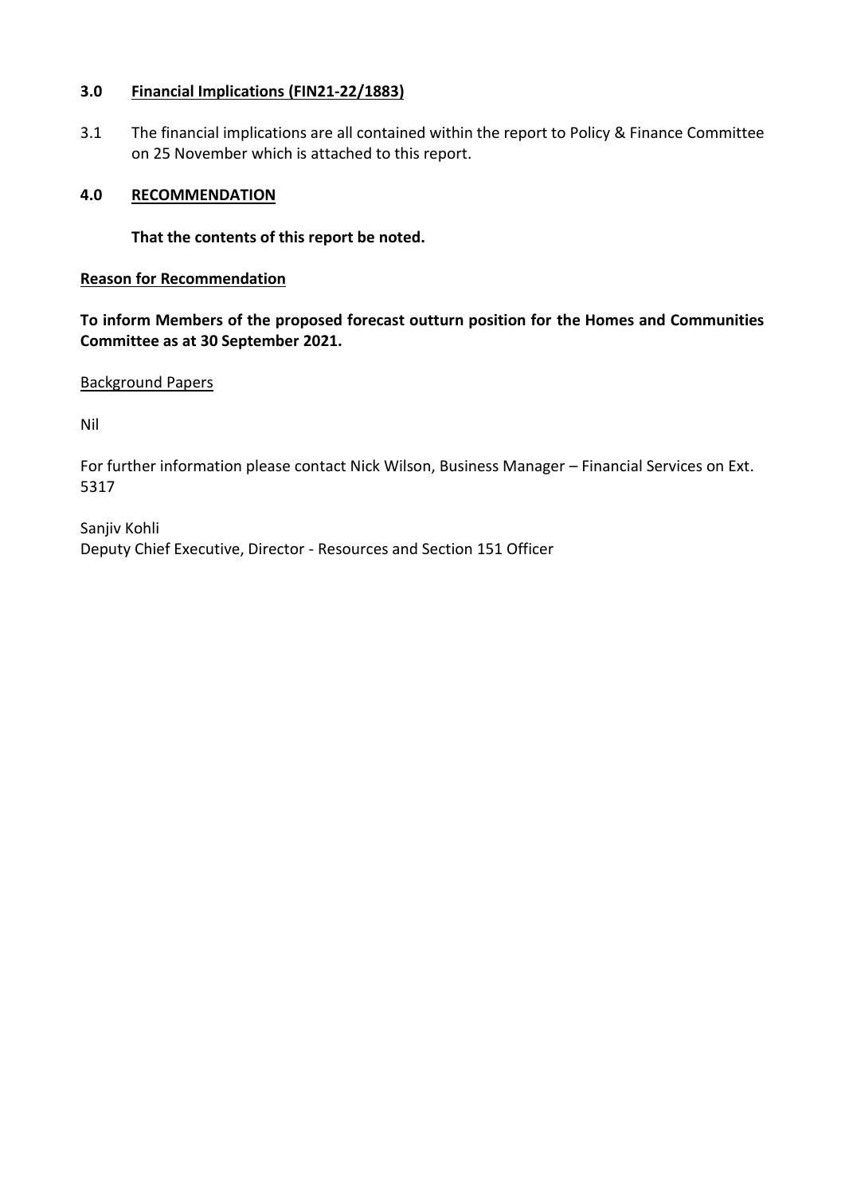## 3.0 Financial Implications (FIN21-22/1883)

3.1 The financial implications are all contained within the report to Policy & Finance Committee on 25 November which is attached to this report.

## 4.0 RECOMMENDATION

**That the contents of this report be noted.**

**Reason for Recommendation**

**To inform Members of the proposed forecast outturn position for the Homes and Communities Committee as at 30 September 2021.**

Background Papers

Nil

For further information please contact Nick Wilson, Business Manager – Financial Services on Ext. 5317

Sanjiv Kohli
Deputy Chief Executive, Director - Resources and Section 151 Officer